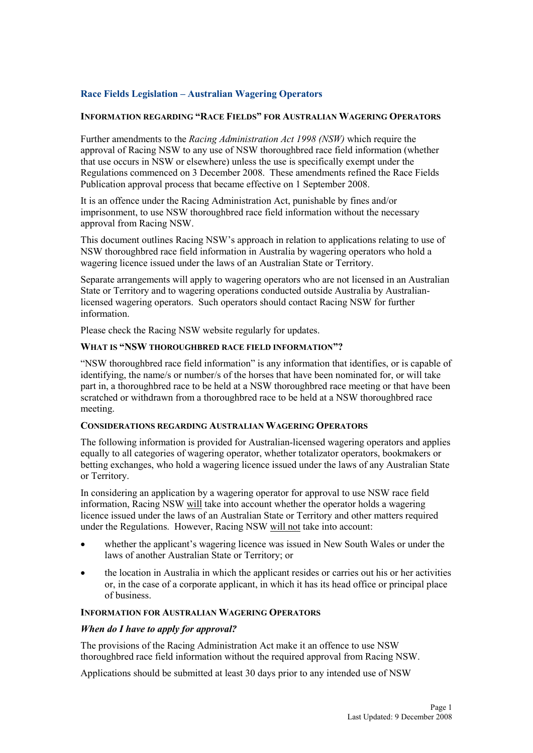## Race Fields Legislation – Australian Wagering Operators

### INFORMATION REGARDING "RACE FIELDS" FOR AUSTRALIAN WAGERING OPERATORS

Further amendments to the *Racing Administration Act 1998 (NSW)* which require the approval of Racing NSW to any use of NSW thoroughbred race field information (whether that use occurs in NSW or elsewhere) unless the use is specifically exempt under the Regulations commenced on 3 December 2008. These amendments refined the Race Fields Publication approval process that became effective on 1 September 2008.

It is an offence under the Racing Administration Act, punishable by fines and/or imprisonment, to use NSW thoroughbred race field information without the necessary approval from Racing NSW.

This document outlines Racing NSW's approach in relation to applications relating to use of NSW thoroughbred race field information in Australia by wagering operators who hold a wagering licence issued under the laws of an Australian State or Territory.

Separate arrangements will apply to wagering operators who are not licensed in an Australian State or Territory and to wagering operations conducted outside Australia by Australian-licensed wagering operators. Such operators should contact Racing NSW for further information.

Please check the Racing NSW website regularly for updates.

### WHAT IS "NSW THOROUGHBRED RACE FIELD INFORMATION"?

"NSW thoroughbred race field information" is any information that identifies, or is capable of identifying, the name/s or number/s of the horses that have been nominated for, or will take part in, a thoroughbred race to be held at a NSW thoroughbred race meeting or that have been scratched or withdrawn from a thoroughbred race to be held at a NSW thoroughbred race meeting.

### CONSIDERATIONS REGARDING AUSTRALIAN WAGERING OPERATORS

The following information is provided for Australian-licensed wagering operators and applies equally to all categories of wagering operator, whether totalizator operators, bookmakers or betting exchanges, who hold a wagering licence issued under the laws of any Australian State or Territory.

In considering an application by a wagering operator for approval to use NSW race field information, Racing NSW will take into account whether the operator holds a wagering licence issued under the laws of an Australian State or Territory and other matters required under the Regulations. However, Racing NSW will not take into account:

- whether the applicant's wagering licence was issued in New South Wales or under the laws of another Australian State or Territory; or
- the location in Australia in which the applicant resides or carries out his or her activities or, in the case of a corporate applicant, in which it has its head office or principal place of business.

### INFORMATION FOR AUSTRALIAN WAGERING OPERATORS

#### *When do I have to apply for approval?*

The provisions of the Racing Administration Act make it an offence to use NSW thoroughbred race field information without the required approval from Racing NSW.

Applications should be submitted at least 30 days prior to any intended use of NSW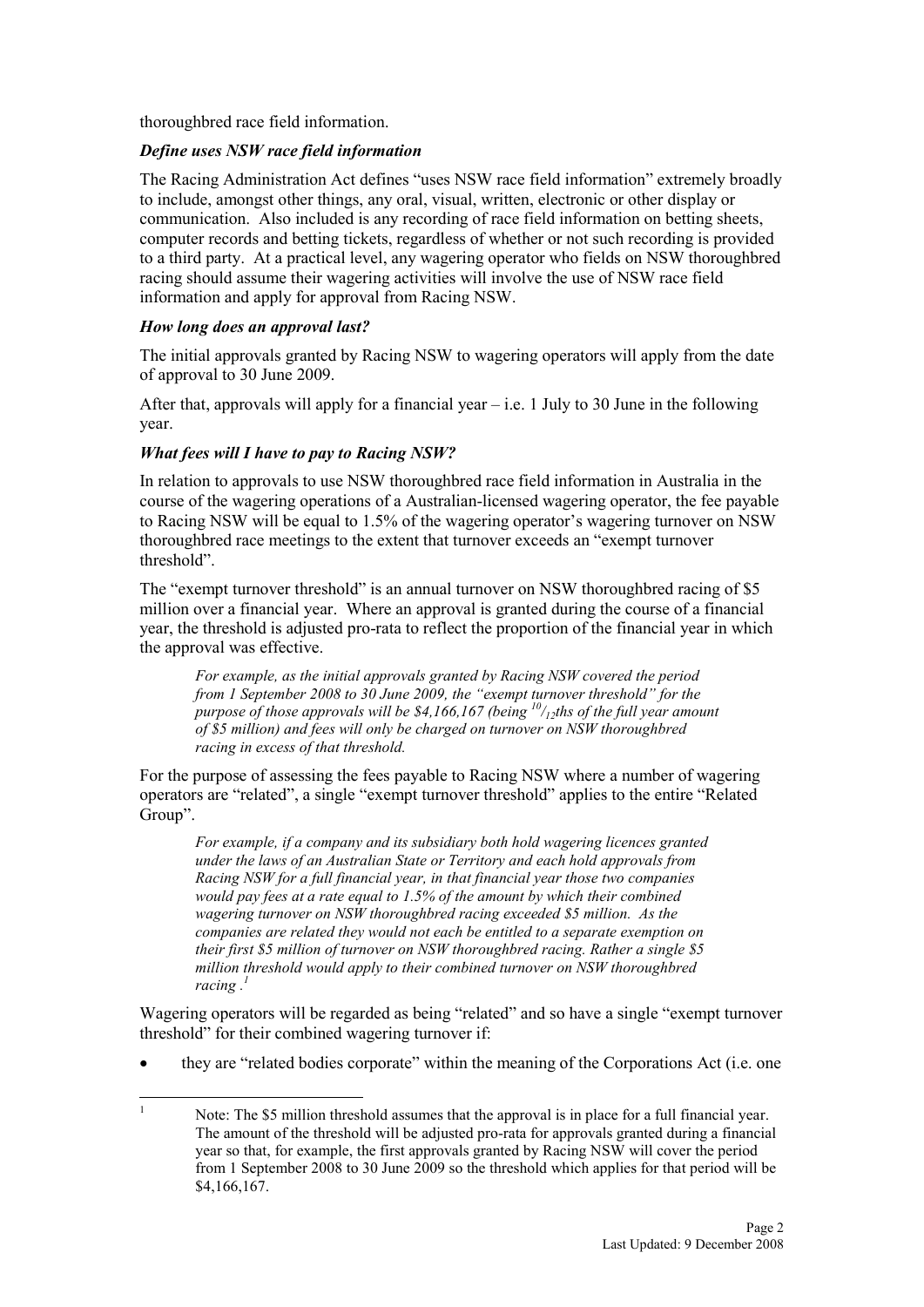thoroughbred race field information.

### *Define uses NSW race field information*

The Racing Administration Act defines "uses NSW race field information" extremely broadly to include, amongst other things, any oral, visual, written, electronic or other display or communication. Also included is any recording of race field information on betting sheets, computer records and betting tickets, regardless of whether or not such recording is provided to a third party. At a practical level, any wagering operator who fields on NSW thoroughbred racing should assume their wagering activities will involve the use of NSW race field information and apply for approval from Racing NSW.

### *How long does an approval last?*

The initial approvals granted by Racing NSW to wagering operators will apply from the date of approval to 30 June 2009.

After that, approvals will apply for a financial year – i.e. 1 July to 30 June in the following year.

### *What fees will I have to pay to Racing NSW?*

In relation to approvals to use NSW thoroughbred race field information in Australia in the course of the wagering operations of a Australian-licensed wagering operator, the fee payable to Racing NSW will be equal to 1.5% of the wagering operator's wagering turnover on NSW thoroughbred race meetings to the extent that turnover exceeds an "exempt turnover threshold".

The "exempt turnover threshold" is an annual turnover on NSW thoroughbred racing of $5 million over a financial year. Where an approval is granted during the course of a financial year, the threshold is adjusted pro-rata to reflect the proportion of the financial year in which the approval was effective.

> *For example, as the initial approvals granted by Racing NSW covered the period from 1 September 2008 to 30 June 2009, the "exempt turnover threshold" for the purpose of those approvals will be $4,166,167 (being $^{10}/_{12}$ths of the full year amount of $5 million) and fees will only be charged on turnover on NSW thoroughbred racing in excess of that threshold.*

For the purpose of assessing the fees payable to Racing NSW where a number of wagering operators are "related", a single "exempt turnover threshold" applies to the entire "Related Group".

> *For example, if a company and its subsidiary both hold wagering licences granted under the laws of an Australian State or Territory and each hold approvals from Racing NSW for a full financial year, in that financial year those two companies would pay fees at a rate equal to 1.5% of the amount by which their combined wagering turnover on NSW thoroughbred racing exceeded $5 million. As the companies are related they would not each be entitled to a separate exemption on their first $5 million of turnover on NSW thoroughbred racing. Rather a single $5 million threshold would apply to their combined turnover on NSW thoroughbred racing .*[1]

Wagering operators will be regarded as being "related" and so have a single "exempt turnover threshold" for their combined wagering turnover if:

- they are "related bodies corporate" within the meaning of the Corporations Act (i.e. one

---

[1] Note: The $5 million threshold assumes that the approval is in place for a full financial year. The amount of the threshold will be adjusted pro-rata for approvals granted during a financial year so that, for example, the first approvals granted by Racing NSW will cover the period from 1 September 2008 to 30 June 2009 so the threshold which applies for that period will be $4,166,167.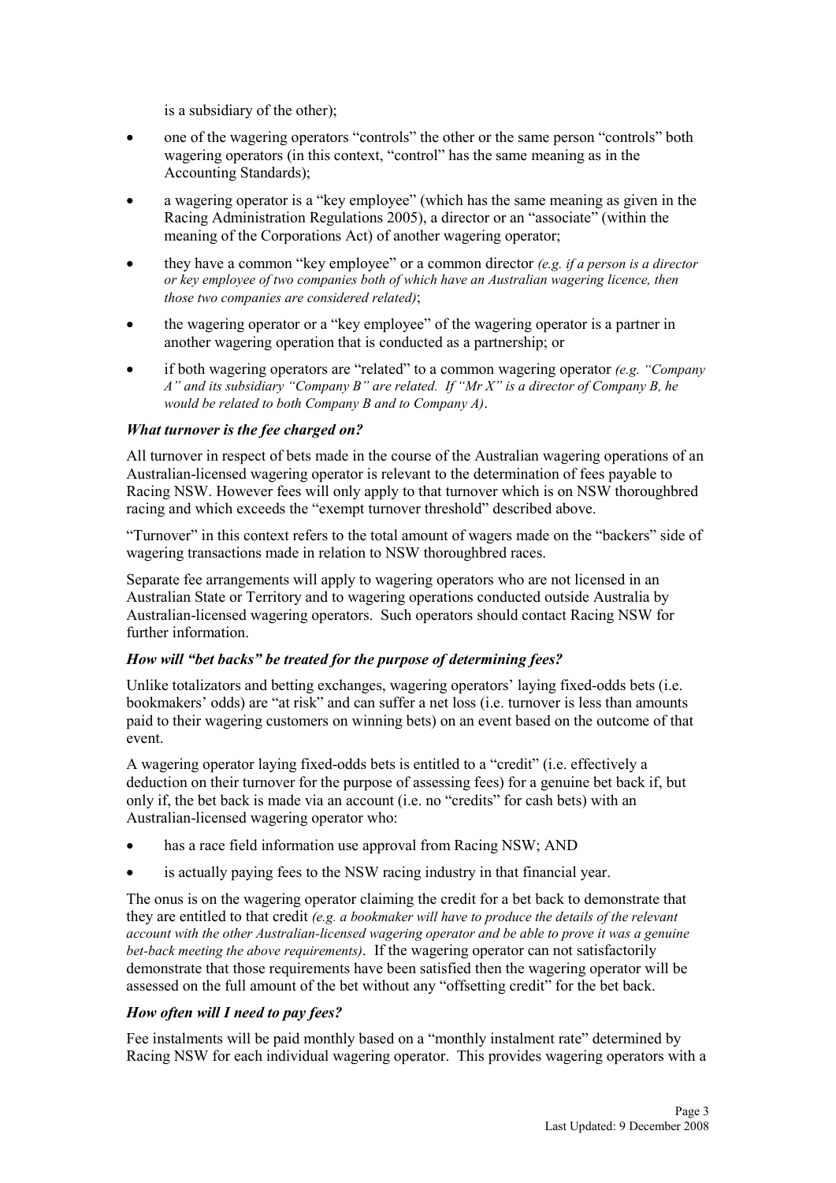is a subsidiary of the other);

- one of the wagering operators "controls" the other or the same person "controls" both wagering operators (in this context, "control" has the same meaning as in the Accounting Standards);
- a wagering operator is a "key employee" (which has the same meaning as given in the Racing Administration Regulations 2005), a director or an "associate" (within the meaning of the Corporations Act) of another wagering operator;
- they have a common "key employee" or a common director *(e.g. if a person is a director or key employee of two companies both of which have an Australian wagering licence, then those two companies are considered related)*;
- the wagering operator or a "key employee" of the wagering operator is a partner in another wagering operation that is conducted as a partnership; or
- if both wagering operators are "related" to a common wagering operator *(e.g. "Company A" and its subsidiary "Company B" are related. If "Mr X" is a director of Company B, he would be related to both Company B and to Company A)*.

### *What turnover is the fee charged on?*

All turnover in respect of bets made in the course of the Australian wagering operations of an Australian-licensed wagering operator is relevant to the determination of fees payable to Racing NSW. However fees will only apply to that turnover which is on NSW thoroughbred racing and which exceeds the "exempt turnover threshold" described above.

"Turnover" in this context refers to the total amount of wagers made on the "backers" side of wagering transactions made in relation to NSW thoroughbred races.

Separate fee arrangements will apply to wagering operators who are not licensed in an Australian State or Territory and to wagering operations conducted outside Australia by Australian-licensed wagering operators. Such operators should contact Racing NSW for further information.

### *How will "bet backs" be treated for the purpose of determining fees?*

Unlike totalizators and betting exchanges, wagering operators' laying fixed-odds bets (i.e. bookmakers' odds) are "at risk" and can suffer a net loss (i.e. turnover is less than amounts paid to their wagering customers on winning bets) on an event based on the outcome of that event.

A wagering operator laying fixed-odds bets is entitled to a "credit" (i.e. effectively a deduction on their turnover for the purpose of assessing fees) for a genuine bet back if, but only if, the bet back is made via an account (i.e. no "credits" for cash bets) with an Australian-licensed wagering operator who:

- has a race field information use approval from Racing NSW; AND
- is actually paying fees to the NSW racing industry in that financial year.

The onus is on the wagering operator claiming the credit for a bet back to demonstrate that they are entitled to that credit *(e.g. a bookmaker will have to produce the details of the relevant account with the other Australian-licensed wagering operator and be able to prove it was a genuine bet-back meeting the above requirements)*. If the wagering operator can not satisfactorily demonstrate that those requirements have been satisfied then the wagering operator will be assessed on the full amount of the bet without any "offsetting credit" for the bet back.

### *How often will I need to pay fees?*

Fee instalments will be paid monthly based on a "monthly instalment rate" determined by Racing NSW for each individual wagering operator. This provides wagering operators with a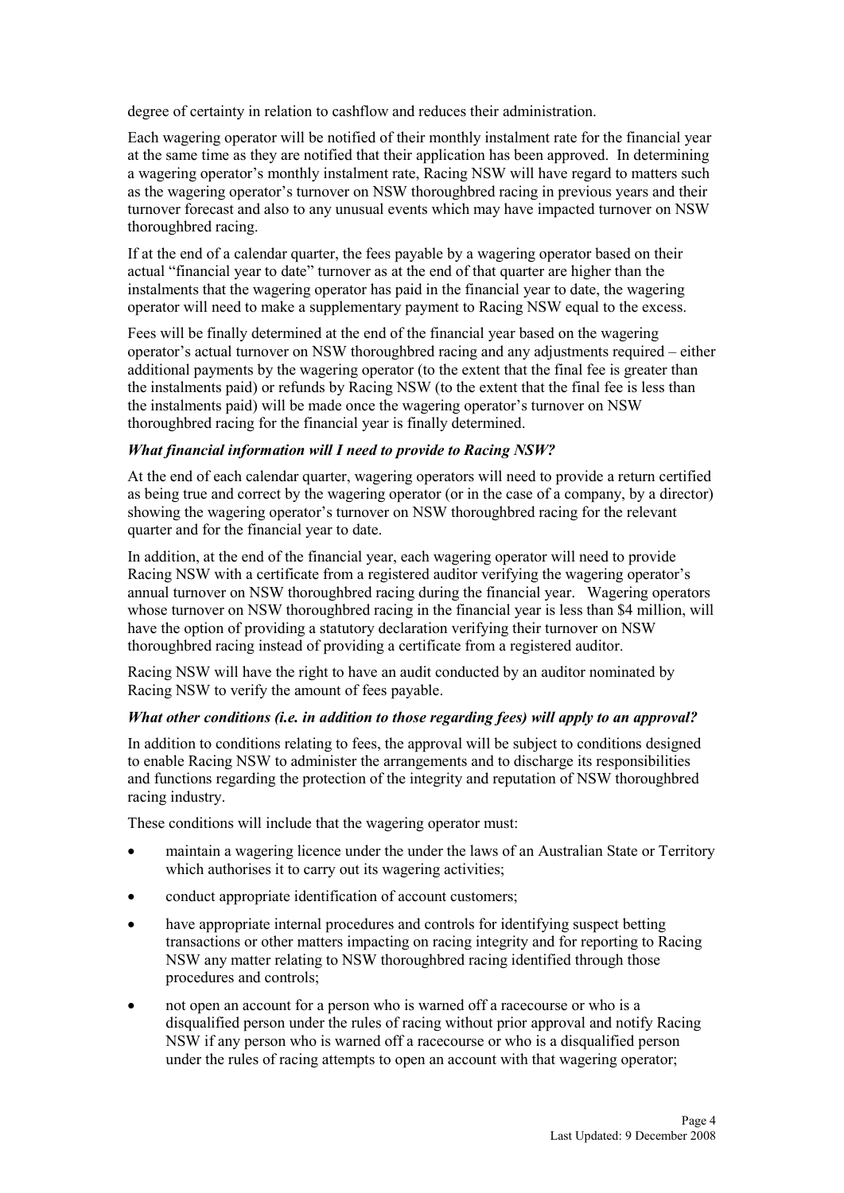degree of certainty in relation to cashflow and reduces their administration.

Each wagering operator will be notified of their monthly instalment rate for the financial year at the same time as they are notified that their application has been approved. In determining a wagering operator's monthly instalment rate, Racing NSW will have regard to matters such as the wagering operator's turnover on NSW thoroughbred racing in previous years and their turnover forecast and also to any unusual events which may have impacted turnover on NSW thoroughbred racing.

If at the end of a calendar quarter, the fees payable by a wagering operator based on their actual "financial year to date" turnover as at the end of that quarter are higher than the instalments that the wagering operator has paid in the financial year to date, the wagering operator will need to make a supplementary payment to Racing NSW equal to the excess.

Fees will be finally determined at the end of the financial year based on the wagering operator's actual turnover on NSW thoroughbred racing and any adjustments required – either additional payments by the wagering operator (to the extent that the final fee is greater than the instalments paid) or refunds by Racing NSW (to the extent that the final fee is less than the instalments paid) will be made once the wagering operator's turnover on NSW thoroughbred racing for the financial year is finally determined.

***What financial information will I need to provide to Racing NSW?***

At the end of each calendar quarter, wagering operators will need to provide a return certified as being true and correct by the wagering operator (or in the case of a company, by a director) showing the wagering operator's turnover on NSW thoroughbred racing for the relevant quarter and for the financial year to date.

In addition, at the end of the financial year, each wagering operator will need to provide Racing NSW with a certificate from a registered auditor verifying the wagering operator's annual turnover on NSW thoroughbred racing during the financial year. Wagering operators whose turnover on NSW thoroughbred racing in the financial year is less than $4 million, will have the option of providing a statutory declaration verifying their turnover on NSW thoroughbred racing instead of providing a certificate from a registered auditor.

Racing NSW will have the right to have an audit conducted by an auditor nominated by Racing NSW to verify the amount of fees payable.

***What other conditions (i.e. in addition to those regarding fees) will apply to an approval?***

In addition to conditions relating to fees, the approval will be subject to conditions designed to enable Racing NSW to administer the arrangements and to discharge its responsibilities and functions regarding the protection of the integrity and reputation of NSW thoroughbred racing industry.

These conditions will include that the wagering operator must:

- maintain a wagering licence under the under the laws of an Australian State or Territory which authorises it to carry out its wagering activities;
- conduct appropriate identification of account customers;
- have appropriate internal procedures and controls for identifying suspect betting transactions or other matters impacting on racing integrity and for reporting to Racing NSW any matter relating to NSW thoroughbred racing identified through those procedures and controls;
- not open an account for a person who is warned off a racecourse or who is a disqualified person under the rules of racing without prior approval and notify Racing NSW if any person who is warned off a racecourse or who is a disqualified person under the rules of racing attempts to open an account with that wagering operator;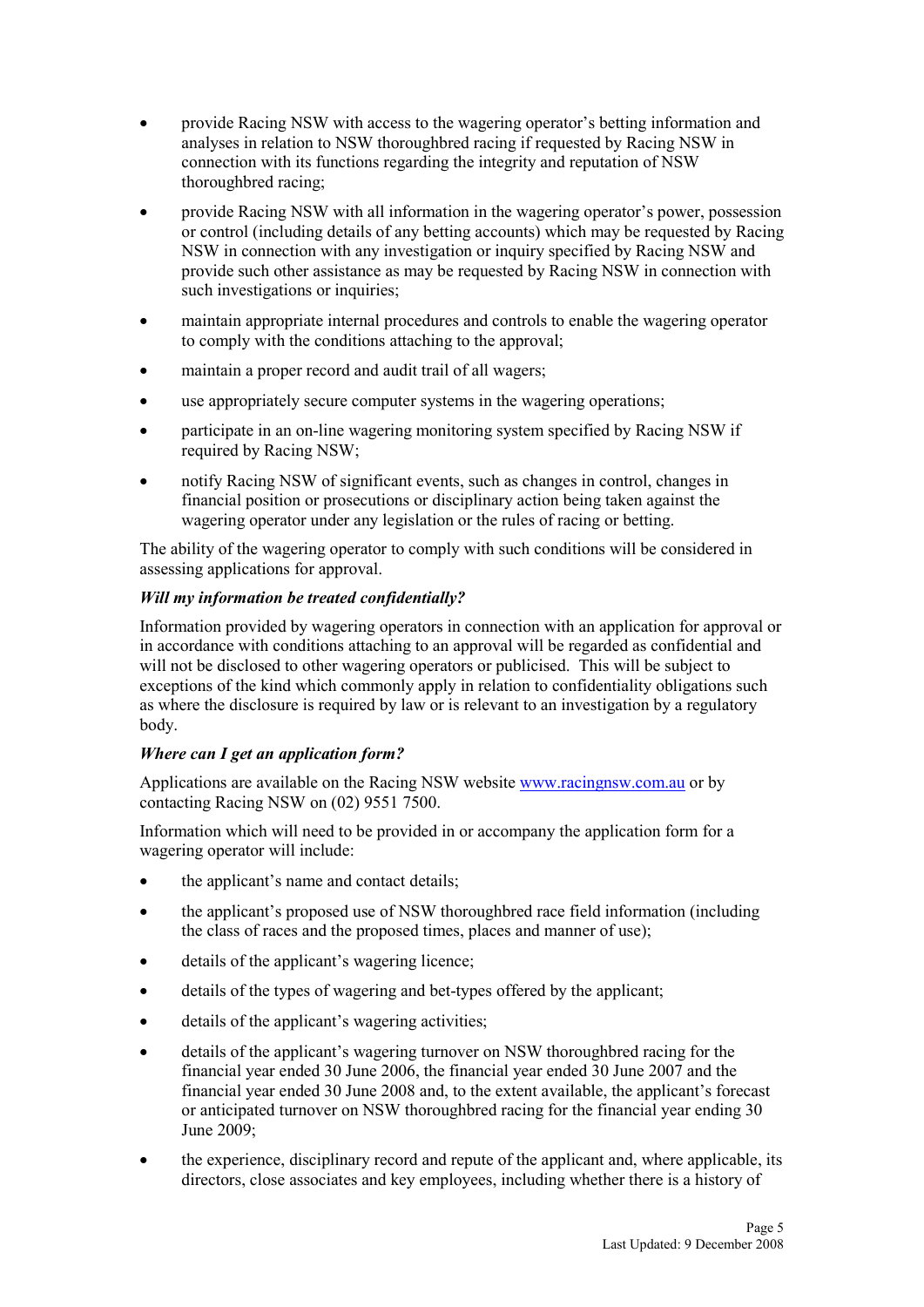- provide Racing NSW with access to the wagering operator's betting information and analyses in relation to NSW thoroughbred racing if requested by Racing NSW in connection with its functions regarding the integrity and reputation of NSW thoroughbred racing;
- provide Racing NSW with all information in the wagering operator's power, possession or control (including details of any betting accounts) which may be requested by Racing NSW in connection with any investigation or inquiry specified by Racing NSW and provide such other assistance as may be requested by Racing NSW in connection with such investigations or inquiries;
- maintain appropriate internal procedures and controls to enable the wagering operator to comply with the conditions attaching to the approval;
- maintain a proper record and audit trail of all wagers;
- use appropriately secure computer systems in the wagering operations;
- participate in an on-line wagering monitoring system specified by Racing NSW if required by Racing NSW;
- notify Racing NSW of significant events, such as changes in control, changes in financial position or prosecutions or disciplinary action being taken against the wagering operator under any legislation or the rules of racing or betting.

The ability of the wagering operator to comply with such conditions will be considered in assessing applications for approval.

***Will my information be treated confidentially?***

Information provided by wagering operators in connection with an application for approval or in accordance with conditions attaching to an approval will be regarded as confidential and will not be disclosed to other wagering operators or publicised. This will be subject to exceptions of the kind which commonly apply in relation to confidentiality obligations such as where the disclosure is required by law or is relevant to an investigation by a regulatory body.

***Where can I get an application form?***

Applications are available on the Racing NSW website www.racingnsw.com.au or by contacting Racing NSW on (02) 9551 7500.

Information which will need to be provided in or accompany the application form for a wagering operator will include:

- the applicant's name and contact details;
- the applicant's proposed use of NSW thoroughbred race field information (including the class of races and the proposed times, places and manner of use);
- details of the applicant's wagering licence;
- details of the types of wagering and bet-types offered by the applicant;
- details of the applicant's wagering activities;
- details of the applicant's wagering turnover on NSW thoroughbred racing for the financial year ended 30 June 2006, the financial year ended 30 June 2007 and the financial year ended 30 June 2008 and, to the extent available, the applicant's forecast or anticipated turnover on NSW thoroughbred racing for the financial year ending 30 June 2009;
- the experience, disciplinary record and repute of the applicant and, where applicable, its directors, close associates and key employees, including whether there is a history of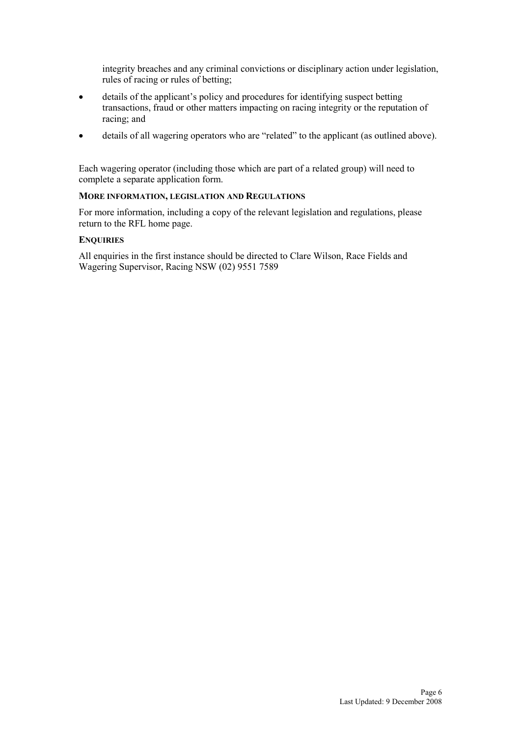integrity breaches and any criminal convictions or disciplinary action under legislation, rules of racing or rules of betting;

- details of the applicant's policy and procedures for identifying suspect betting transactions, fraud or other matters impacting on racing integrity or the reputation of racing; and
- details of all wagering operators who are "related" to the applicant (as outlined above).

Each wagering operator (including those which are part of a related group) will need to complete a separate application form.

**MORE INFORMATION, LEGISLATION AND REGULATIONS**

For more information, including a copy of the relevant legislation and regulations, please return to the RFL home page.

**ENQUIRIES**

All enquiries in the first instance should be directed to Clare Wilson, Race Fields and Wagering Supervisor, Racing NSW (02) 9551 7589

Last Updated: 9 December 2008